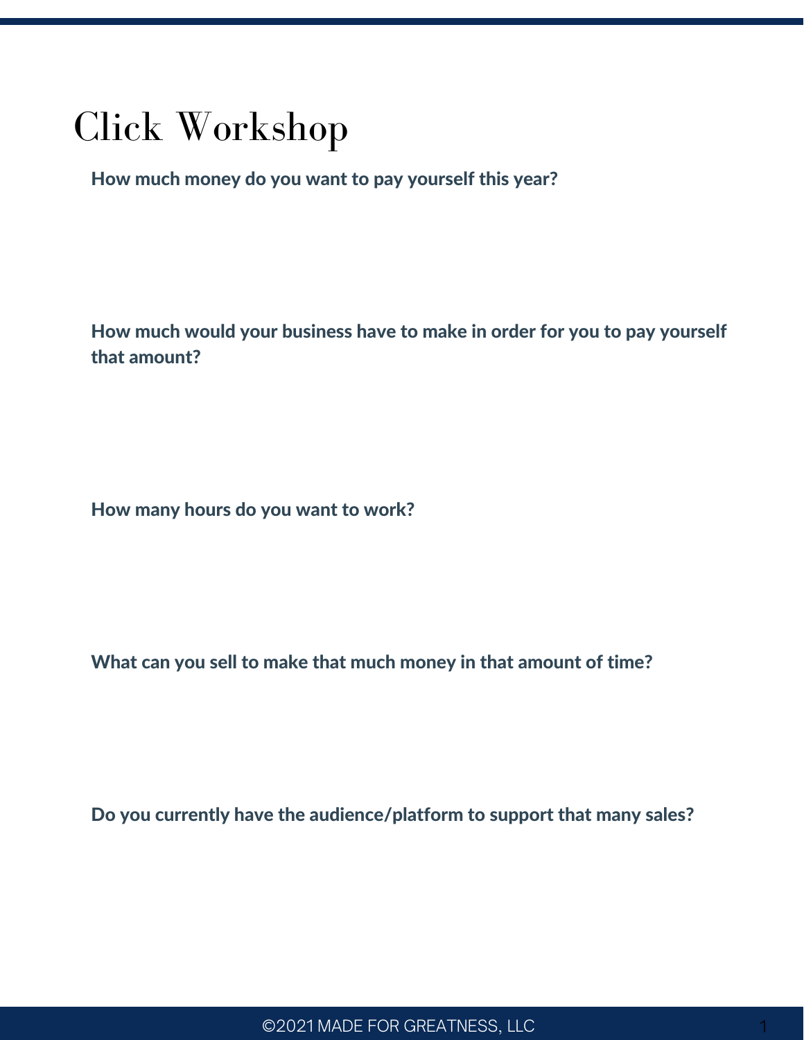# Click Workshop

**How much money do you want to pay yourself this year?**

**How much would your business have to make in order for you to pay yourself that amount?**

**How many hours do you want to work?**

**What can you sell to make that much money in that amount of time?**

**Do you currently have the audience/platform to support that many sales?**

©2021 MADE FOR GREATNESS, LLC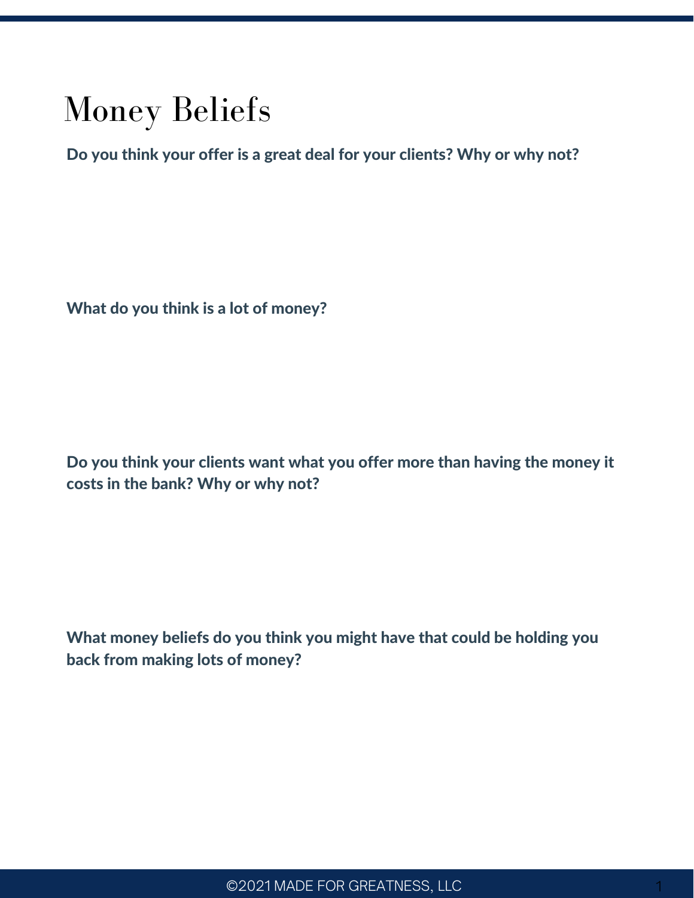# Money Beliefs

**Do you think your offer is a great deal for your clients? Why or why not?**

**What do you think is a lot of money?**

**Do you think your clients want what you offer more than having the money it costs in the bank? Why or why not?**

**What money beliefs do you think you might have that could be holding you back from making lots of money?**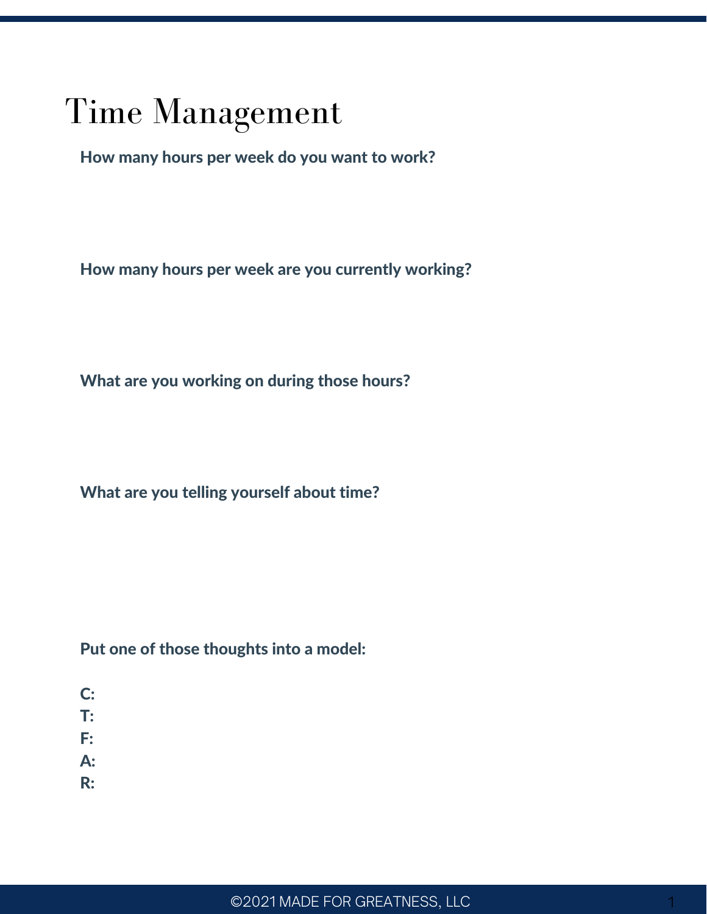# Time Management

**How many hours per week do you want to work?**

**How many hours per week are you currently working?**

**What are you working on during those hours?**

**What are you telling yourself about time?**

**Put one of those thoughts into a model:**

**C:**
**T:**
**F:**
**A:**
**R:**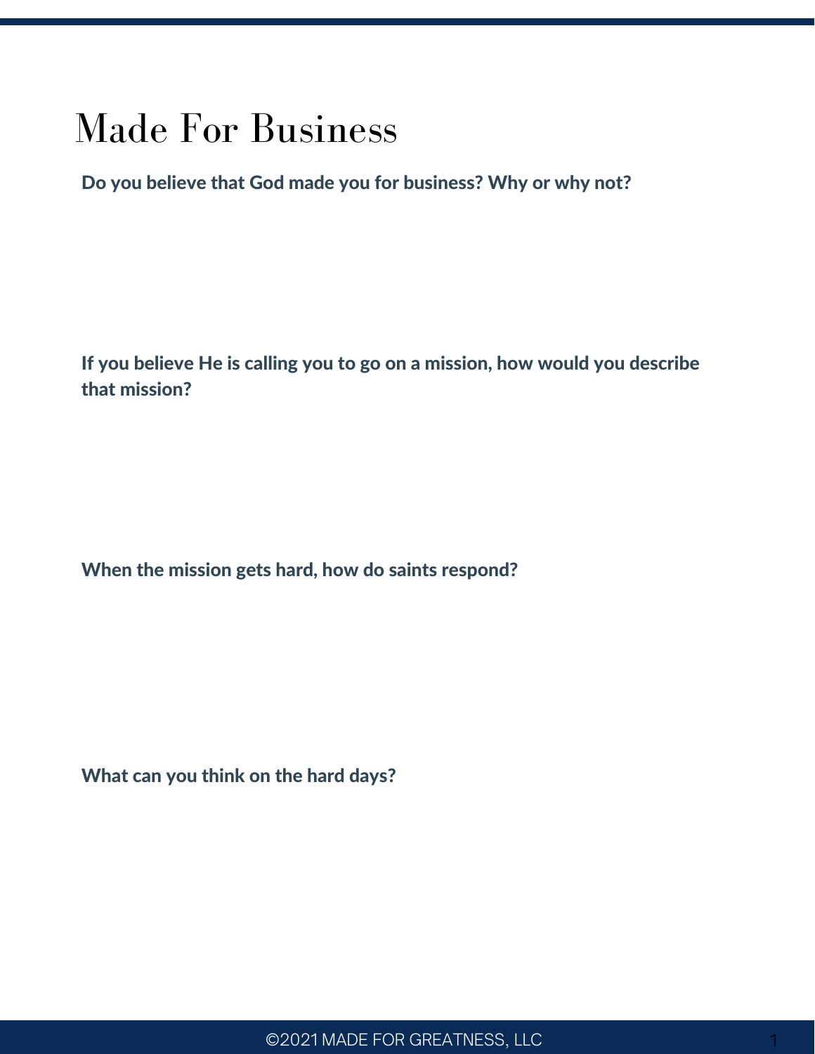# Made For Business

**Do you believe that God made you for business? Why or why not?**

**If you believe He is calling you to go on a mission, how would you describe that mission?**

**When the mission gets hard, how do saints respond?**

**What can you think on the hard days?**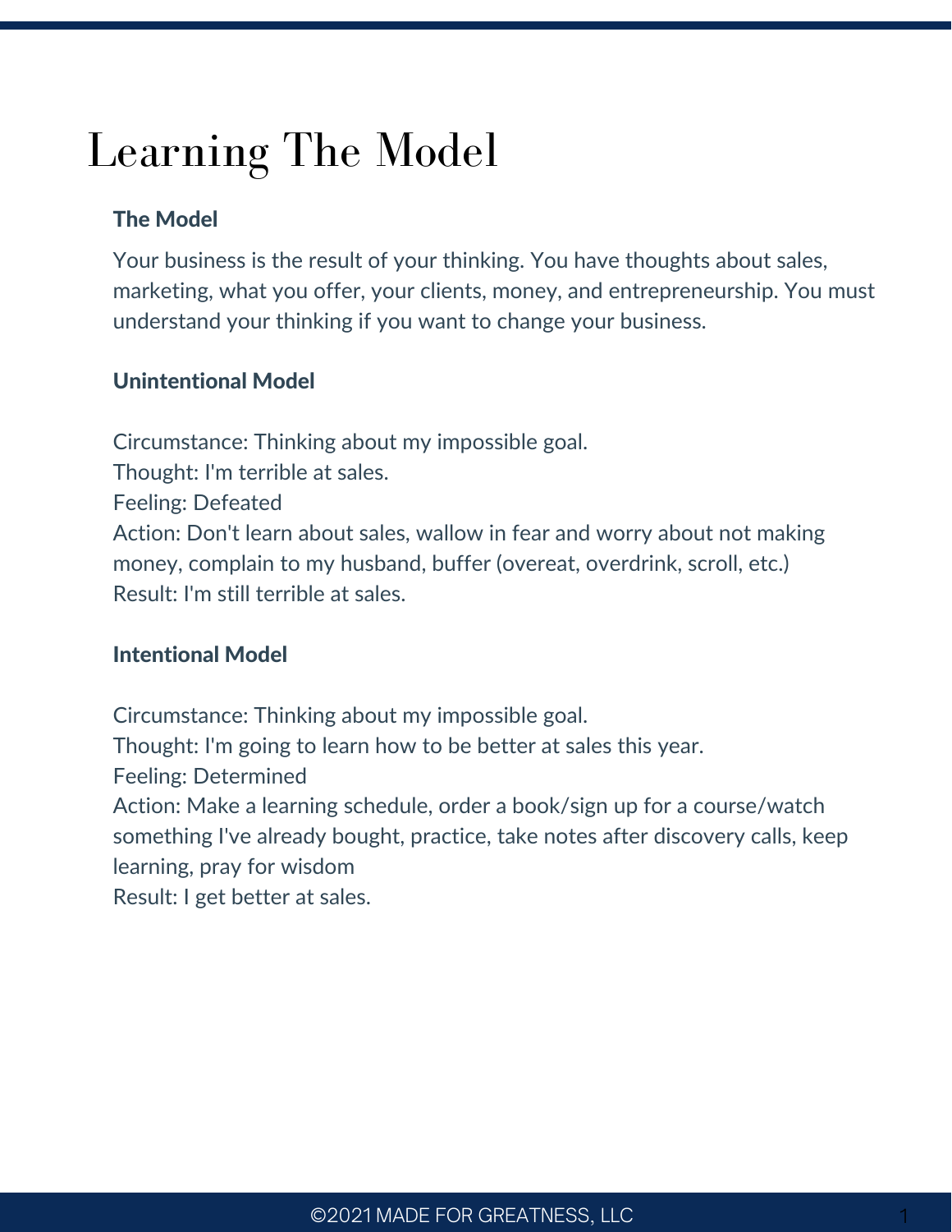# Learning The Model

### The Model

Your business is the result of your thinking. You have thoughts about sales, marketing, what you offer, your clients, money, and entrepreneurship. You must understand your thinking if you want to change your business.

### Unintentional Model

Circumstance: Thinking about my impossible goal.
Thought: I'm terrible at sales.
Feeling: Defeated
Action: Don't learn about sales, wallow in fear and worry about not making money, complain to my husband, buffer (overeat, overdrink, scroll, etc.)
Result: I'm still terrible at sales.

### Intentional Model

Circumstance: Thinking about my impossible goal.
Thought: I'm going to learn how to be better at sales this year.
Feeling: Determined
Action: Make a learning schedule, order a book/sign up for a course/watch something I've already bought, practice, take notes after discovery calls, keep learning, pray for wisdom
Result: I get better at sales.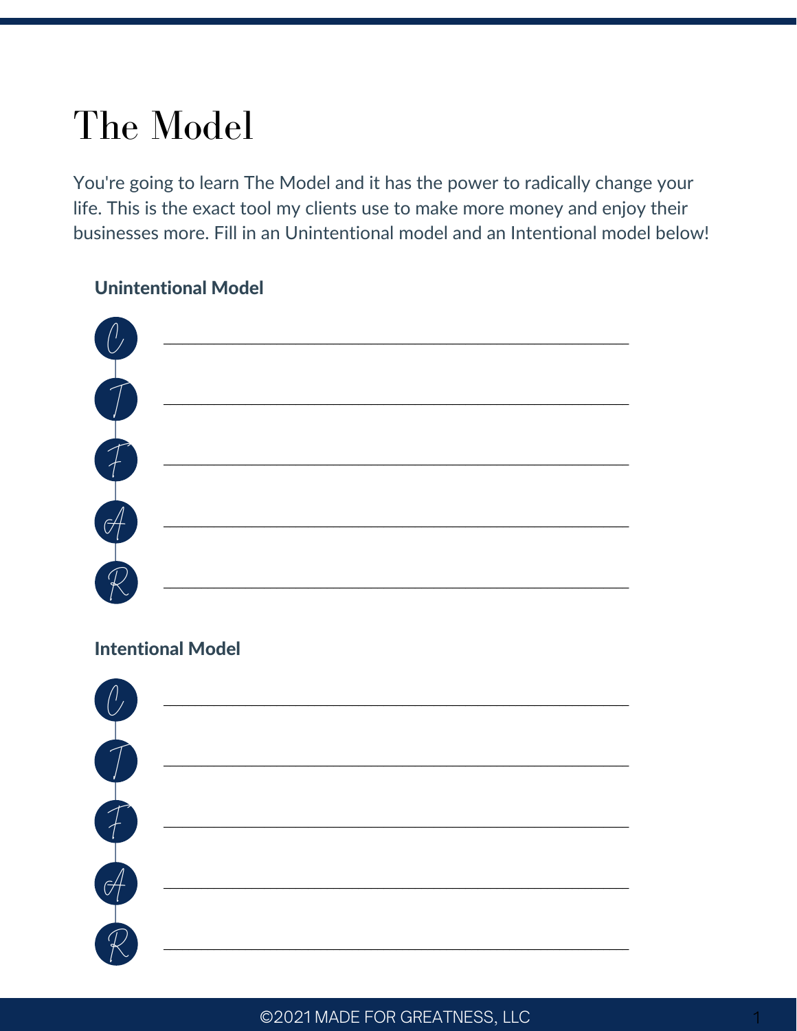# The Model

You're going to learn The Model and it has the power to radically change your life. This is the exact tool my clients use to make more money and enjoy their businesses more. Fill in an Unintentional model and an Intentional model below!

**Unintentional Model**

C ______________________________

T ______________________________

F ______________________________

A ______________________________

R ______________________________

**Intentional Model**

C ______________________________

T ______________________________

F ______________________________

A ______________________________

R ______________________________

©2021 MADE FOR GREATNESS, LLC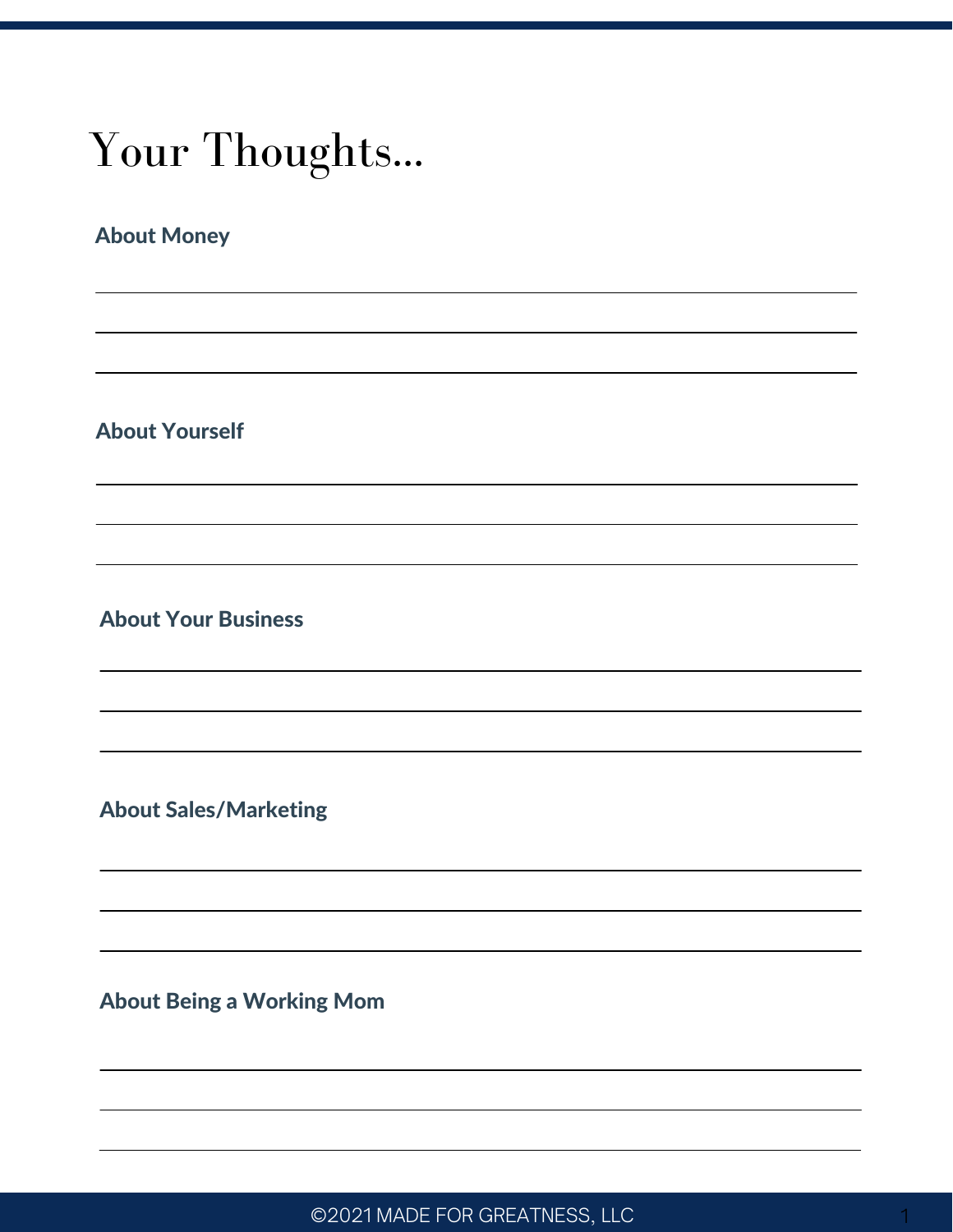# Your Thoughts...

**About Money**

**About Yourself**

**About Your Business**

**About Sales/Marketing**

**About Being a Working Mom**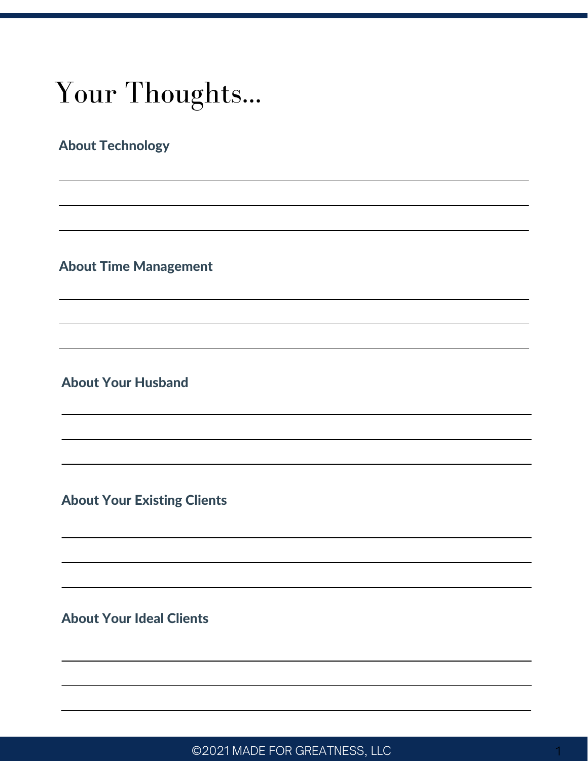# Your Thoughts...

**About Technology**

**About Time Management**

**About Your Husband**

**About Your Existing Clients**

**About Your Ideal Clients**

©2021 MADE FOR GREATNESS, LLC